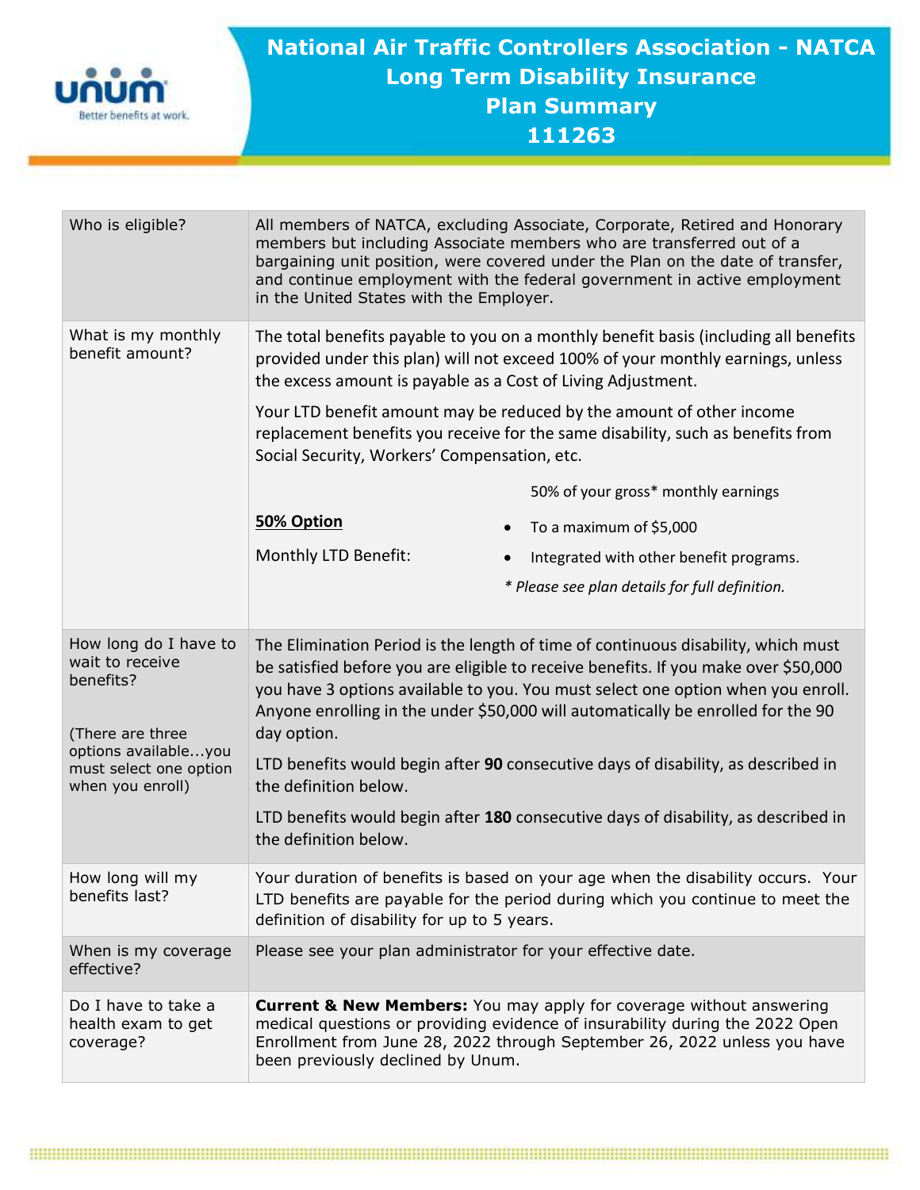# National Air Traffic Controllers Association - NATCA Long Term Disability Insurance Plan Summary 111263

| | |
|---|---|
| Who is eligible? | All members of NATCA, excluding Associate, Corporate, Retired and Honorary members but including Associate members who are transferred out of a bargaining unit position, were covered under the Plan on the date of transfer, and continue employment with the federal government in active employment in the United States with the Employer. |
| What is my monthly benefit amount? | The total benefits payable to you on a monthly benefit basis (including all benefits provided under this plan) will not exceed 100% of your monthly earnings, unless the excess amount is payable as a Cost of Living Adjustment.<br><br>Your LTD benefit amount may be reduced by the amount of other income replacement benefits you receive for the same disability, such as benefits from Social Security, Workers' Compensation, etc.<br><br>**50% Option**<br>Monthly LTD Benefit: 50% of your gross* monthly earnings<br>• To a maximum of $5,000<br>• Integrated with other benefit programs.<br>*\* Please see plan details for full definition.* |
| How long do I have to wait to receive benefits?<br><br>(There are three options available…you must select one option when you enroll) | The Elimination Period is the length of time of continuous disability, which must be satisfied before you are eligible to receive benefits. If you make over $50,000 you have 3 options available to you. You must select one option when you enroll. Anyone enrolling in the under $50,000 will automatically be enrolled for the 90 day option.<br><br>LTD benefits would begin after **90** consecutive days of disability, as described in the definition below.<br><br>LTD benefits would begin after **180** consecutive days of disability, as described in the definition below. |
| How long will my benefits last? | Your duration of benefits is based on your age when the disability occurs. Your LTD benefits are payable for the period during which you continue to meet the definition of disability for up to 5 years. |
| When is my coverage effective? | Please see your plan administrator for your effective date. |
| Do I have to take a health exam to get coverage? | **Current & New Members:** You may apply for coverage without answering medical questions or providing evidence of insurability during the 2022 Open Enrollment from June 28, 2022 through September 26, 2022 unless you have been previously declined by Unum. |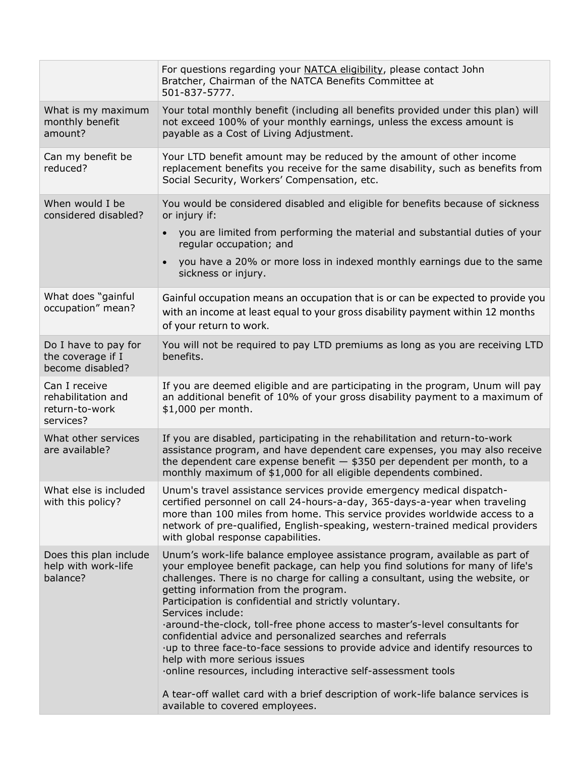| | |
|---|---|
| | For questions regarding your NATCA eligibility, please contact John Bratcher, Chairman of the NATCA Benefits Committee at 501-837-5777. |
| What is my maximum monthly benefit amount? | Your total monthly benefit (including all benefits provided under this plan) will not exceed 100% of your monthly earnings, unless the excess amount is payable as a Cost of Living Adjustment. |
| Can my benefit be reduced? | Your LTD benefit amount may be reduced by the amount of other income replacement benefits you receive for the same disability, such as benefits from Social Security, Workers' Compensation, etc. |
| When would I be considered disabled? | You would be considered disabled and eligible for benefits because of sickness or injury if: <br>• you are limited from performing the material and substantial duties of your regular occupation; and <br>• you have a 20% or more loss in indexed monthly earnings due to the same sickness or injury. |
| What does "gainful occupation" mean? | Gainful occupation means an occupation that is or can be expected to provide you with an income at least equal to your gross disability payment within 12 months of your return to work. |
| Do I have to pay for the coverage if I become disabled? | You will not be required to pay LTD premiums as long as you are receiving LTD benefits. |
| Can I receive rehabilitation and return-to-work services? | If you are deemed eligible and are participating in the program, Unum will pay an additional benefit of 10% of your gross disability payment to a maximum of $1,000 per month. |
| What other services are available? | If you are disabled, participating in the rehabilitation and return-to-work assistance program, and have dependent care expenses, you may also receive the dependent care expense benefit — $350 per dependent per month, to a monthly maximum of $1,000 for all eligible dependents combined. |
| What else is included with this policy? | Unum's travel assistance services provide emergency medical dispatch-certified personnel on call 24-hours-a-day, 365-days-a-year when traveling more than 100 miles from home. This service provides worldwide access to a network of pre-qualified, English-speaking, western-trained medical providers with global response capabilities. |
| Does this plan include help with work-life balance? | Unum's work-life balance employee assistance program, available as part of your employee benefit package, can help you find solutions for many of life's challenges. There is no charge for calling a consultant, using the website, or getting information from the program. <br>Participation is confidential and strictly voluntary. <br>Services include: <br>·around-the-clock, toll-free phone access to master's-level consultants for confidential advice and personalized searches and referrals <br>·up to three face-to-face sessions to provide advice and identify resources to help with more serious issues <br>·online resources, including interactive self-assessment tools <br><br>A tear-off wallet card with a brief description of work-life balance services is available to covered employees. |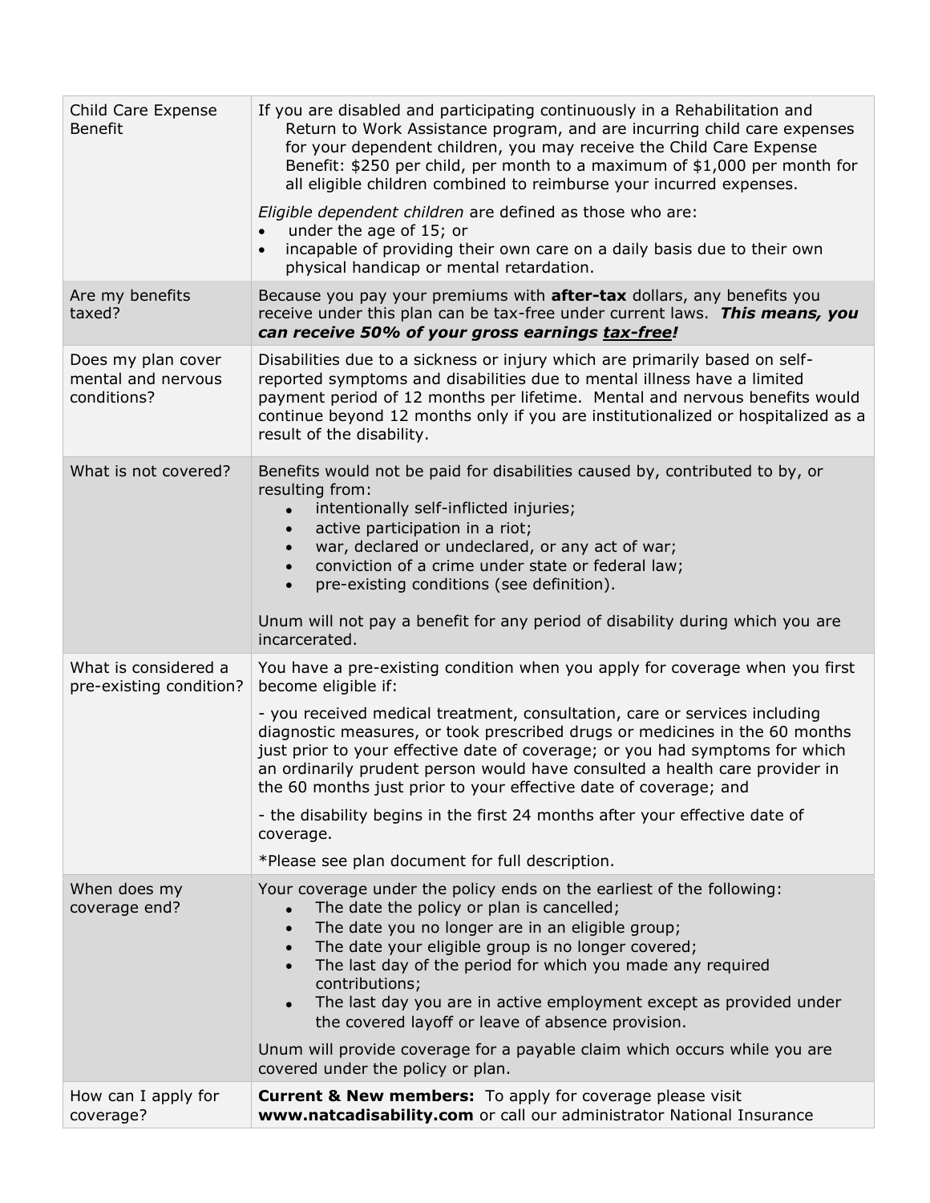| | |
|---|---|
| Child Care Expense Benefit | If you are disabled and participating continuously in a Rehabilitation and Return to Work Assistance program, and are incurring child care expenses for your dependent children, you may receive the Child Care Expense Benefit: $250 per child, per month to a maximum of $1,000 per month for all eligible children combined to reimburse your incurred expenses.<br><br>*Eligible dependent children* are defined as those who are:<br>• under the age of 15; or<br>• incapable of providing their own care on a daily basis due to their own physical handicap or mental retardation. |
| Are my benefits taxed? | Because you pay your premiums with **after-tax** dollars, any benefits you receive under this plan can be tax-free under current laws. ***This means, you can receive 50% of your gross earnings <u>tax-free</u>!*** |
| Does my plan cover mental and nervous conditions? | Disabilities due to a sickness or injury which are primarily based on self-reported symptoms and disabilities due to mental illness have a limited payment period of 12 months per lifetime. Mental and nervous benefits would continue beyond 12 months only if you are institutionalized or hospitalized as a result of the disability. |
| What is not covered? | Benefits would not be paid for disabilities caused by, contributed to by, or resulting from:<br>• intentionally self-inflicted injuries;<br>• active participation in a riot;<br>• war, declared or undeclared, or any act of war;<br>• conviction of a crime under state or federal law;<br>• pre-existing conditions (see definition).<br><br>Unum will not pay a benefit for any period of disability during which you are incarcerated. |
| What is considered a pre-existing condition? | You have a pre-existing condition when you apply for coverage when you first become eligible if:<br><br>- you received medical treatment, consultation, care or services including diagnostic measures, or took prescribed drugs or medicines in the 60 months just prior to your effective date of coverage; or you had symptoms for which an ordinarily prudent person would have consulted a health care provider in the 60 months just prior to your effective date of coverage; and<br><br>- the disability begins in the first 24 months after your effective date of coverage.<br><br>*Please see plan document for full description. |
| When does my coverage end? | Your coverage under the policy ends on the earliest of the following:<br>• The date the policy or plan is cancelled;<br>• The date you no longer are in an eligible group;<br>• The date your eligible group is no longer covered;<br>• The last day of the period for which you made any required contributions;<br>• The last day you are in active employment except as provided under the covered layoff or leave of absence provision.<br><br>Unum will provide coverage for a payable claim which occurs while you are covered under the policy or plan. |
| How can I apply for coverage? | **Current & New members:** To apply for coverage please visit **www.natcadisability.com** or call our administrator National Insurance |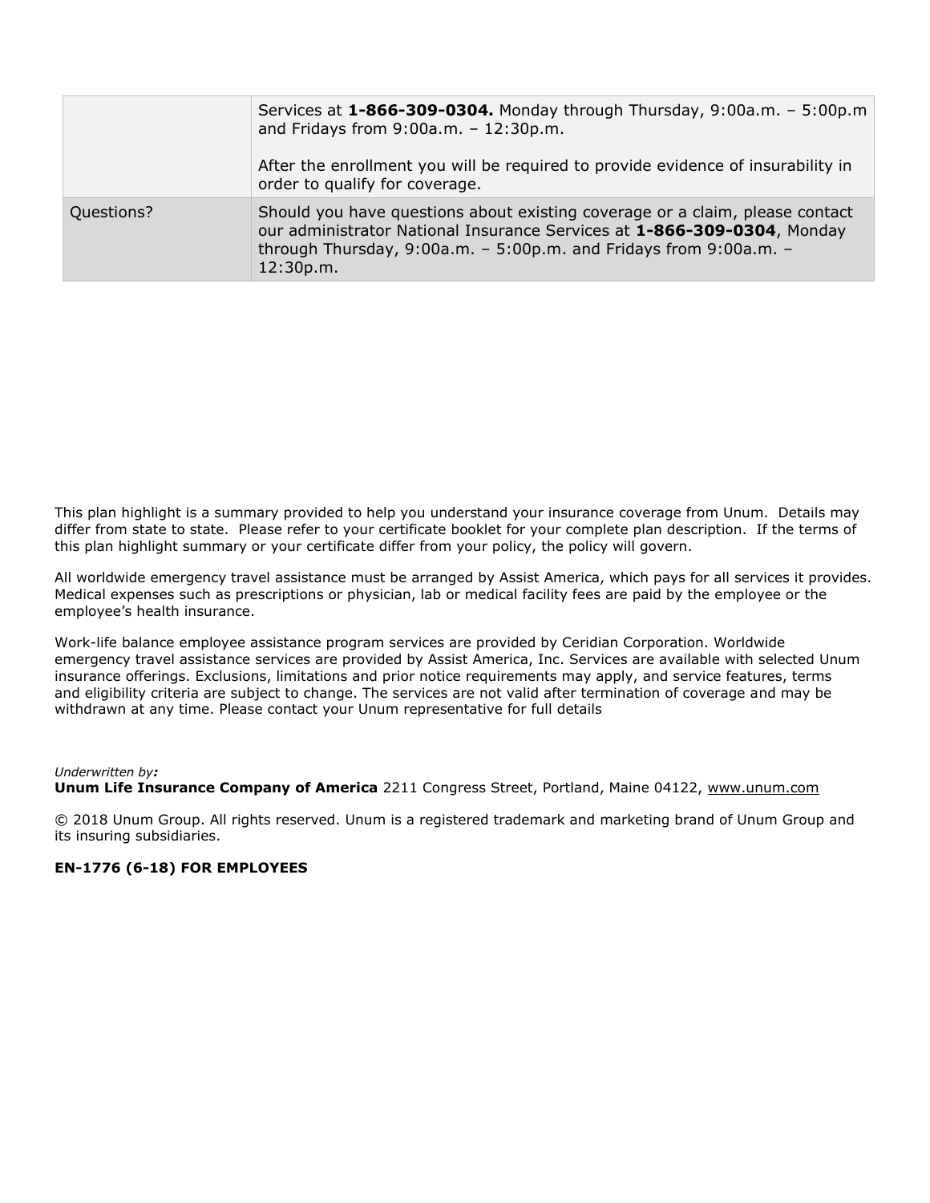| | |
|---|---|
| | Services at **1-866-309-0304.** Monday through Thursday, 9:00a.m. – 5:00p.m and Fridays from 9:00a.m. – 12:30p.m.<br><br>After the enrollment you will be required to provide evidence of insurability in order to qualify for coverage. |
| Questions? | Should you have questions about existing coverage or a claim, please contact our administrator National Insurance Services at **1-866-309-0304**, Monday through Thursday, 9:00a.m. – 5:00p.m. and Fridays from 9:00a.m. – 12:30p.m. |

This plan highlight is a summary provided to help you understand your insurance coverage from Unum. Details may differ from state to state. Please refer to your certificate booklet for your complete plan description. If the terms of this plan highlight summary or your certificate differ from your policy, the policy will govern.

All worldwide emergency travel assistance must be arranged by Assist America, which pays for all services it provides. Medical expenses such as prescriptions or physician, lab or medical facility fees are paid by the employee or the employee's health insurance.

Work-life balance employee assistance program services are provided by Ceridian Corporation. Worldwide emergency travel assistance services are provided by Assist America, Inc. Services are available with selected Unum insurance offerings. Exclusions, limitations and prior notice requirements may apply, and service features, terms and eligibility criteria are subject to change. The services are not valid after termination of coverage and may be withdrawn at any time. Please contact your Unum representative for full details

*Underwritten by:*
**Unum Life Insurance Company of America** 2211 Congress Street, Portland, Maine 04122, www.unum.com

© 2018 Unum Group. All rights reserved. Unum is a registered trademark and marketing brand of Unum Group and its insuring subsidiaries.

**EN-1776 (6-18) FOR EMPLOYEES**